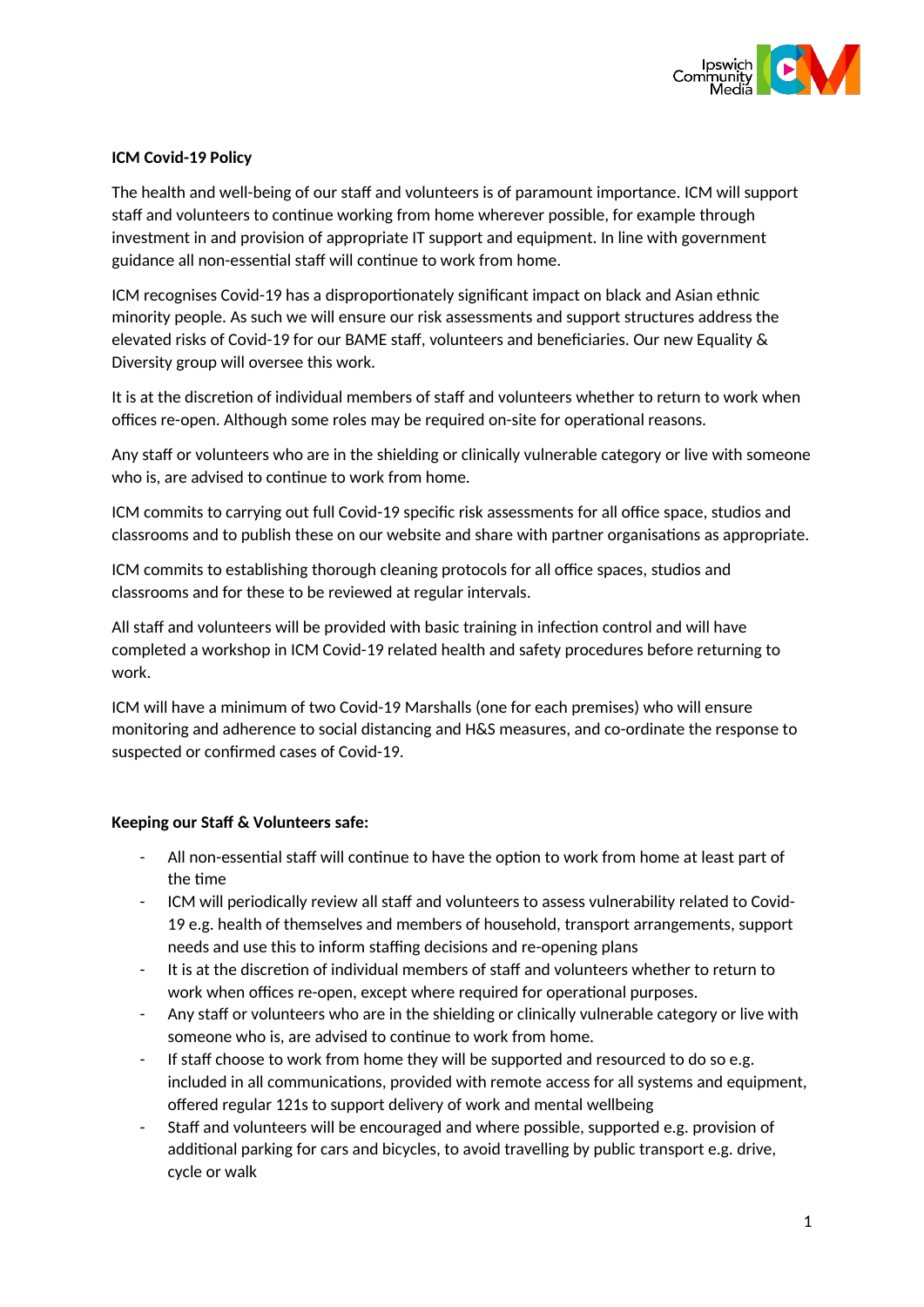**ICM Covid-19 Policy**

The health and well-being of our staff and volunteers is of paramount importance. ICM will support staff and volunteers to continue working from home wherever possible, for example through investment in and provision of appropriate IT support and equipment. In line with government guidance all non-essential staff will continue to work from home.

ICM recognises Covid-19 has a disproportionately significant impact on black and Asian ethnic minority people. As such we will ensure our risk assessments and support structures address the elevated risks of Covid-19 for our BAME staff, volunteers and beneficiaries. Our new Equality & Diversity group will oversee this work.

It is at the discretion of individual members of staff and volunteers whether to return to work when offices re-open. Although some roles may be required on-site for operational reasons.

Any staff or volunteers who are in the shielding or clinically vulnerable category or live with someone who is, are advised to continue to work from home.

ICM commits to carrying out full Covid-19 specific risk assessments for all office space, studios and classrooms and to publish these on our website and share with partner organisations as appropriate.

ICM commits to establishing thorough cleaning protocols for all office spaces, studios and classrooms and for these to be reviewed at regular intervals.

All staff and volunteers will be provided with basic training in infection control and will have completed a workshop in ICM Covid-19 related health and safety procedures before returning to work.

ICM will have a minimum of two Covid-19 Marshalls (one for each premises) who will ensure monitoring and adherence to social distancing and H&S measures, and co-ordinate the response to suspected or confirmed cases of Covid-19.

**Keeping our Staff & Volunteers safe:**

- All non-essential staff will continue to have the option to work from home at least part of the time
- ICM will periodically review all staff and volunteers to assess vulnerability related to Covid-19 e.g. health of themselves and members of household, transport arrangements, support needs and use this to inform staffing decisions and re-opening plans
- It is at the discretion of individual members of staff and volunteers whether to return to work when offices re-open, except where required for operational purposes.
- Any staff or volunteers who are in the shielding or clinically vulnerable category or live with someone who is, are advised to continue to work from home.
- If staff choose to work from home they will be supported and resourced to do so e.g. included in all communications, provided with remote access for all systems and equipment, offered regular 121s to support delivery of work and mental wellbeing
- Staff and volunteers will be encouraged and where possible, supported e.g. provision of additional parking for cars and bicycles, to avoid travelling by public transport e.g. drive, cycle or walk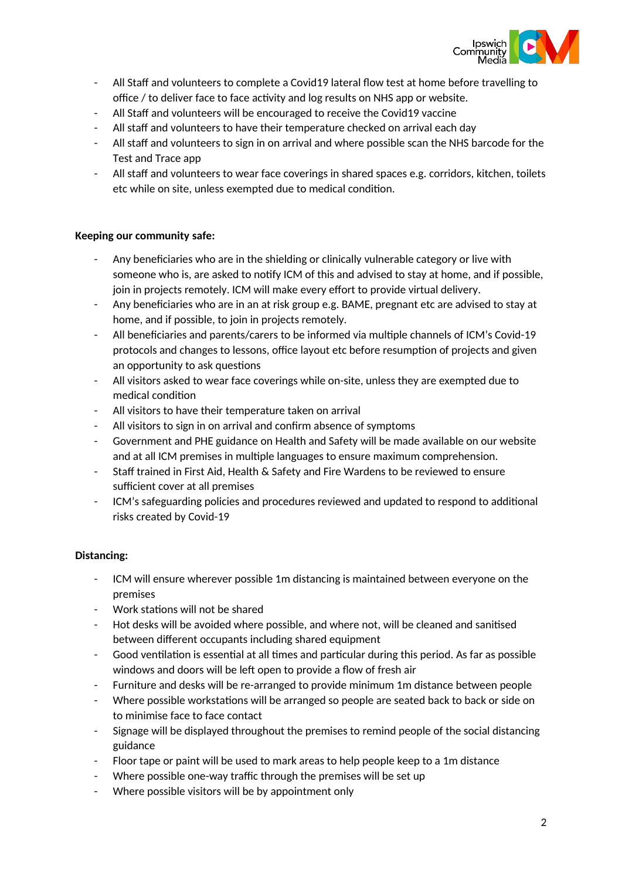- All Staff and volunteers to complete a Covid19 lateral flow test at home before travelling to office / to deliver face to face activity and log results on NHS app or website.
- All Staff and volunteers will be encouraged to receive the Covid19 vaccine
- All staff and volunteers to have their temperature checked on arrival each day
- All staff and volunteers to sign in on arrival and where possible scan the NHS barcode for the Test and Trace app
- All staff and volunteers to wear face coverings in shared spaces e.g. corridors, kitchen, toilets etc while on site, unless exempted due to medical condition.

**Keeping our community safe:**

- Any beneficiaries who are in the shielding or clinically vulnerable category or live with someone who is, are asked to notify ICM of this and advised to stay at home, and if possible, join in projects remotely. ICM will make every effort to provide virtual delivery.
- Any beneficiaries who are in an at risk group e.g. BAME, pregnant etc are advised to stay at home, and if possible, to join in projects remotely.
- All beneficiaries and parents/carers to be informed via multiple channels of ICM's Covid-19 protocols and changes to lessons, office layout etc before resumption of projects and given an opportunity to ask questions
- All visitors asked to wear face coverings while on-site, unless they are exempted due to medical condition
- All visitors to have their temperature taken on arrival
- All visitors to sign in on arrival and confirm absence of symptoms
- Government and PHE guidance on Health and Safety will be made available on our website and at all ICM premises in multiple languages to ensure maximum comprehension.
- Staff trained in First Aid, Health & Safety and Fire Wardens to be reviewed to ensure sufficient cover at all premises
- ICM's safeguarding policies and procedures reviewed and updated to respond to additional risks created by Covid-19

**Distancing:**

- ICM will ensure wherever possible 1m distancing is maintained between everyone on the premises
- Work stations will not be shared
- Hot desks will be avoided where possible, and where not, will be cleaned and sanitised between different occupants including shared equipment
- Good ventilation is essential at all times and particular during this period. As far as possible windows and doors will be left open to provide a flow of fresh air
- Furniture and desks will be re-arranged to provide minimum 1m distance between people
- Where possible workstations will be arranged so people are seated back to back or side on to minimise face to face contact
- Signage will be displayed throughout the premises to remind people of the social distancing guidance
- Floor tape or paint will be used to mark areas to help people keep to a 1m distance
- Where possible one-way traffic through the premises will be set up
- Where possible visitors will be by appointment only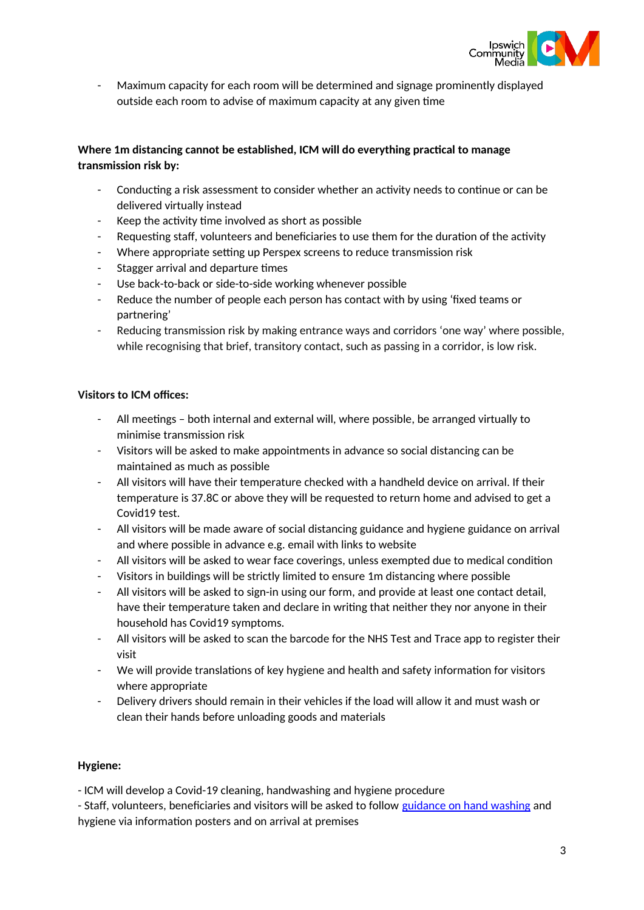- Maximum capacity for each room will be determined and signage prominently displayed outside each room to advise of maximum capacity at any given time

**Where 1m distancing cannot be established, ICM will do everything practical to manage transmission risk by:**

- Conducting a risk assessment to consider whether an activity needs to continue or can be delivered virtually instead
- Keep the activity time involved as short as possible
- Requesting staff, volunteers and beneficiaries to use them for the duration of the activity
- Where appropriate setting up Perspex screens to reduce transmission risk
- Stagger arrival and departure times
- Use back-to-back or side-to-side working whenever possible
- Reduce the number of people each person has contact with by using 'fixed teams or partnering'
- Reducing transmission risk by making entrance ways and corridors 'one way' where possible, while recognising that brief, transitory contact, such as passing in a corridor, is low risk.

**Visitors to ICM offices:**

- All meetings – both internal and external will, where possible, be arranged virtually to minimise transmission risk
- Visitors will be asked to make appointments in advance so social distancing can be maintained as much as possible
- All visitors will have their temperature checked with a handheld device on arrival. If their temperature is 37.8C or above they will be requested to return home and advised to get a Covid19 test.
- All visitors will be made aware of social distancing guidance and hygiene guidance on arrival and where possible in advance e.g. email with links to website
- All visitors will be asked to wear face coverings, unless exempted due to medical condition
- Visitors in buildings will be strictly limited to ensure 1m distancing where possible
- All visitors will be asked to sign-in using our form, and provide at least one contact detail, have their temperature taken and declare in writing that neither they nor anyone in their household has Covid19 symptoms.
- All visitors will be asked to scan the barcode for the NHS Test and Trace app to register their visit
- We will provide translations of key hygiene and health and safety information for visitors where appropriate
- Delivery drivers should remain in their vehicles if the load will allow it and must wash or clean their hands before unloading goods and materials

**Hygiene:**

- ICM will develop a Covid-19 cleaning, handwashing and hygiene procedure
- Staff, volunteers, beneficiaries and visitors will be asked to follow guidance on hand washing and hygiene via information posters and on arrival at premises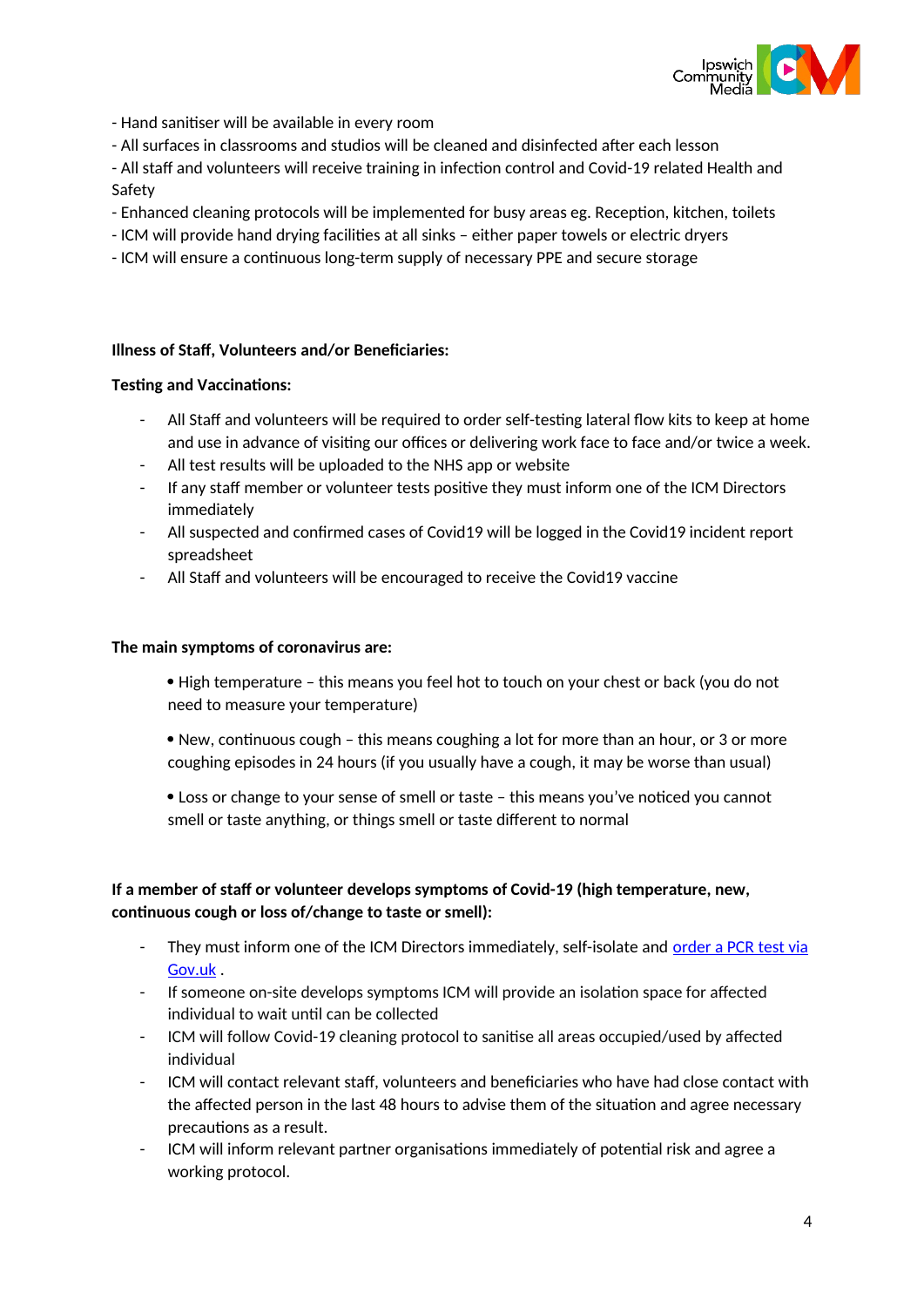- Hand sanitiser will be available in every room
- All surfaces in classrooms and studios will be cleaned and disinfected after each lesson
- All staff and volunteers will receive training in infection control and Covid-19 related Health and Safety
- Enhanced cleaning protocols will be implemented for busy areas eg. Reception, kitchen, toilets
- ICM will provide hand drying facilities at all sinks – either paper towels or electric dryers
- ICM will ensure a continuous long-term supply of necessary PPE and secure storage

**Illness of Staff, Volunteers and/or Beneficiaries:**

**Testing and Vaccinations:**

- All Staff and volunteers will be required to order self-testing lateral flow kits to keep at home and use in advance of visiting our offices or delivering work face to face and/or twice a week.
- All test results will be uploaded to the NHS app or website
- If any staff member or volunteer tests positive they must inform one of the ICM Directors immediately
- All suspected and confirmed cases of Covid19 will be logged in the Covid19 incident report spreadsheet
- All Staff and volunteers will be encouraged to receive the Covid19 vaccine

**The main symptoms of coronavirus are:**

- High temperature – this means you feel hot to touch on your chest or back (you do not need to measure your temperature)
- New, continuous cough – this means coughing a lot for more than an hour, or 3 or more coughing episodes in 24 hours (if you usually have a cough, it may be worse than usual)
- Loss or change to your sense of smell or taste – this means you've noticed you cannot smell or taste anything, or things smell or taste different to normal

**If a member of staff or volunteer develops symptoms of Covid-19 (high temperature, new, continuous cough or loss of/change to taste or smell):**

- They must inform one of the ICM Directors immediately, self-isolate and order a PCR test via Gov.uk .
- If someone on-site develops symptoms ICM will provide an isolation space for affected individual to wait until can be collected
- ICM will follow Covid-19 cleaning protocol to sanitise all areas occupied/used by affected individual
- ICM will contact relevant staff, volunteers and beneficiaries who have had close contact with the affected person in the last 48 hours to advise them of the situation and agree necessary precautions as a result.
- ICM will inform relevant partner organisations immediately of potential risk and agree a working protocol.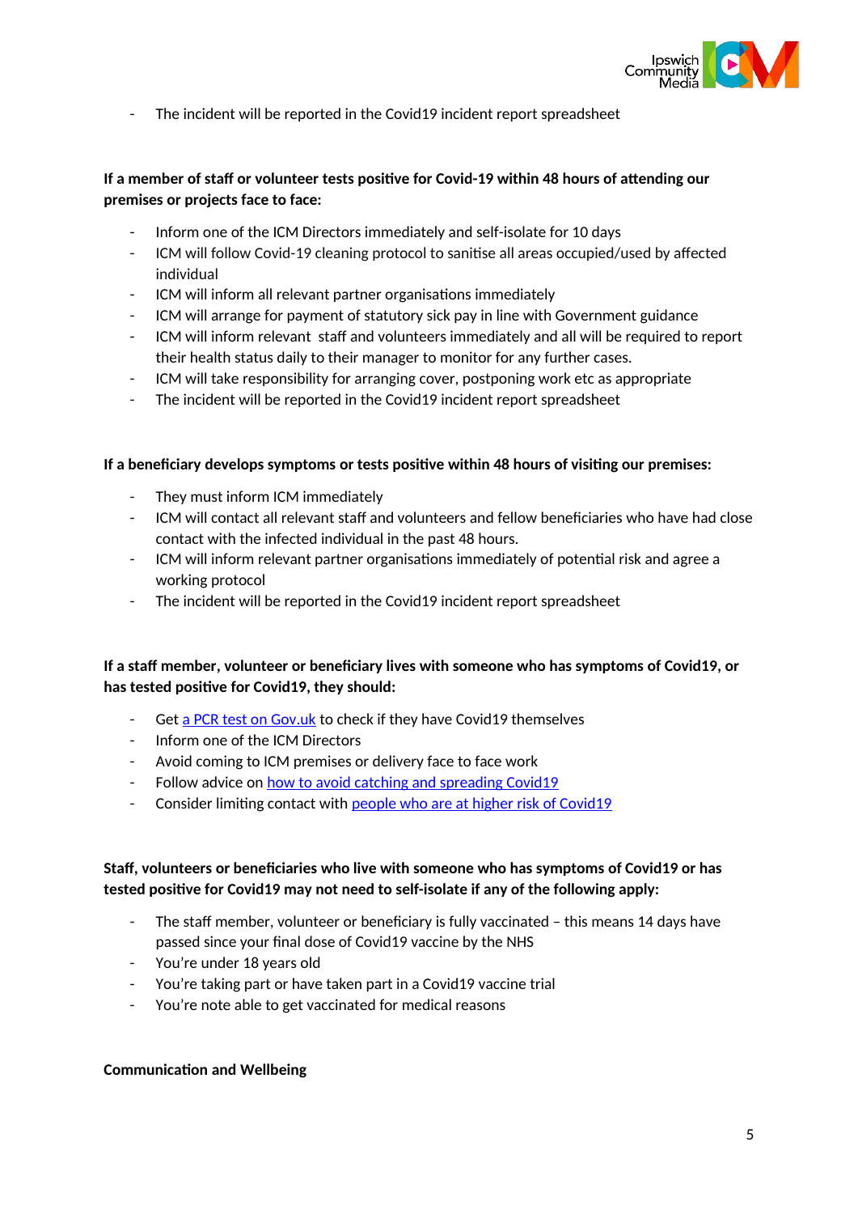- The incident will be reported in the Covid19 incident report spreadsheet

**If a member of staff or volunteer tests positive for Covid-19 within 48 hours of attending our premises or projects face to face:**

- Inform one of the ICM Directors immediately and self-isolate for 10 days
- ICM will follow Covid-19 cleaning protocol to sanitise all areas occupied/used by affected individual
- ICM will inform all relevant partner organisations immediately
- ICM will arrange for payment of statutory sick pay in line with Government guidance
- ICM will inform relevant staff and volunteers immediately and all will be required to report their health status daily to their manager to monitor for any further cases.
- ICM will take responsibility for arranging cover, postponing work etc as appropriate
- The incident will be reported in the Covid19 incident report spreadsheet

**If a beneficiary develops symptoms or tests positive within 48 hours of visiting our premises:**

- They must inform ICM immediately
- ICM will contact all relevant staff and volunteers and fellow beneficiaries who have had close contact with the infected individual in the past 48 hours.
- ICM will inform relevant partner organisations immediately of potential risk and agree a working protocol
- The incident will be reported in the Covid19 incident report spreadsheet

**If a staff member, volunteer or beneficiary lives with someone who has symptoms of Covid19, or has tested positive for Covid19, they should:**

- Get a PCR test on Gov.uk to check if they have Covid19 themselves
- Inform one of the ICM Directors
- Avoid coming to ICM premises or delivery face to face work
- Follow advice on how to avoid catching and spreading Covid19
- Consider limiting contact with people who are at higher risk of Covid19

**Staff, volunteers or beneficiaries who live with someone who has symptoms of Covid19 or has tested positive for Covid19 may not need to self-isolate if any of the following apply:**

- The staff member, volunteer or beneficiary is fully vaccinated – this means 14 days have passed since your final dose of Covid19 vaccine by the NHS
- You're under 18 years old
- You're taking part or have taken part in a Covid19 vaccine trial
- You're note able to get vaccinated for medical reasons

**Communication and Wellbeing**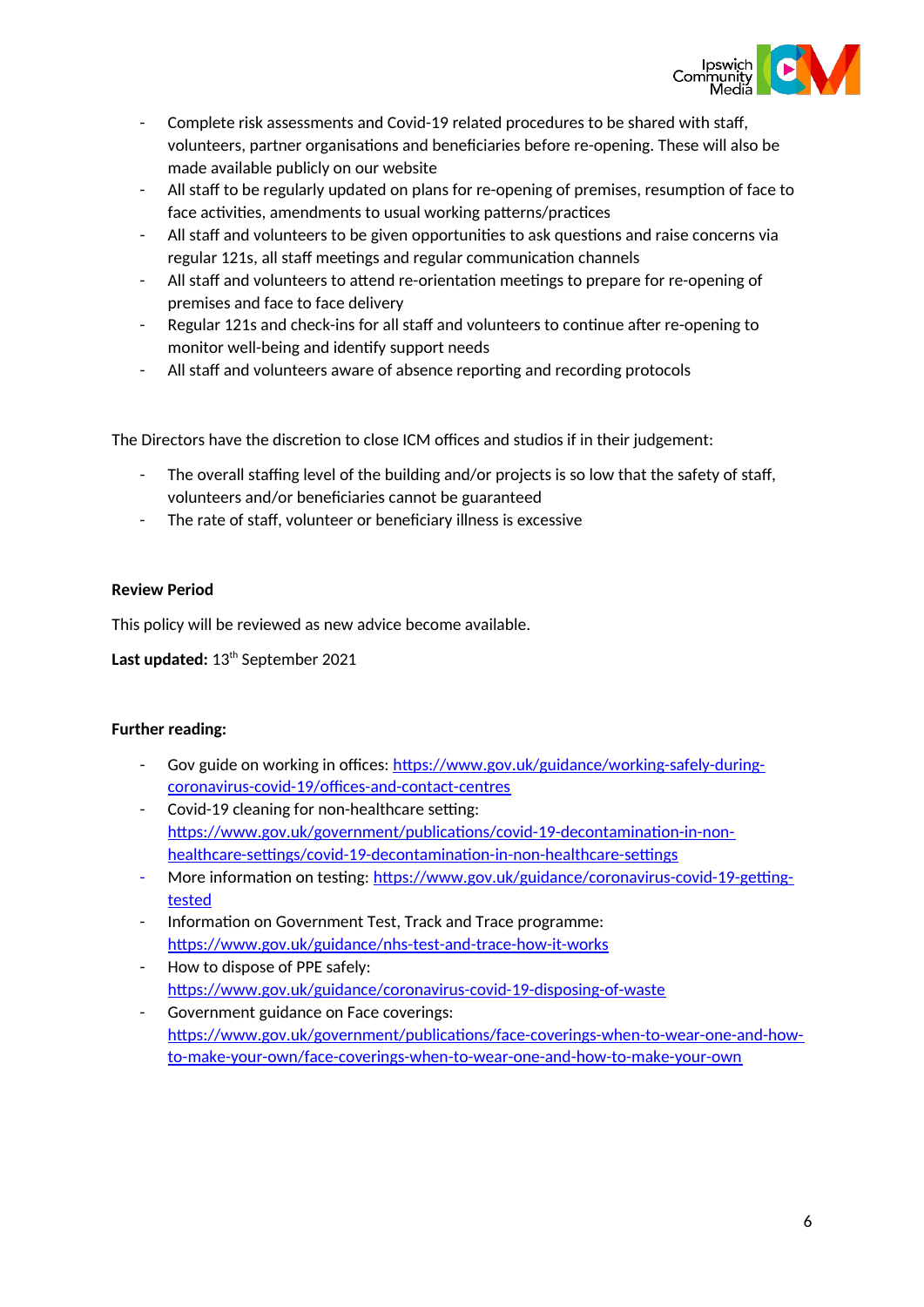- Complete risk assessments and Covid-19 related procedures to be shared with staff, volunteers, partner organisations and beneficiaries before re-opening. These will also be made available publicly on our website
- All staff to be regularly updated on plans for re-opening of premises, resumption of face to face activities, amendments to usual working patterns/practices
- All staff and volunteers to be given opportunities to ask questions and raise concerns via regular 121s, all staff meetings and regular communication channels
- All staff and volunteers to attend re-orientation meetings to prepare for re-opening of premises and face to face delivery
- Regular 121s and check-ins for all staff and volunteers to continue after re-opening to monitor well-being and identify support needs
- All staff and volunteers aware of absence reporting and recording protocols

The Directors have the discretion to close ICM offices and studios if in their judgement:

- The overall staffing level of the building and/or projects is so low that the safety of staff, volunteers and/or beneficiaries cannot be guaranteed
- The rate of staff, volunteer or beneficiary illness is excessive

**Review Period**

This policy will be reviewed as new advice become available.

**Last updated:** 13th September 2021

**Further reading:**

- Gov guide on working in offices: https://www.gov.uk/guidance/working-safely-during-coronavirus-covid-19/offices-and-contact-centres
- Covid-19 cleaning for non-healthcare setting: https://www.gov.uk/government/publications/covid-19-decontamination-in-non-healthcare-settings/covid-19-decontamination-in-non-healthcare-settings
- More information on testing: https://www.gov.uk/guidance/coronavirus-covid-19-getting-tested
- Information on Government Test, Track and Trace programme: https://www.gov.uk/guidance/nhs-test-and-trace-how-it-works
- How to dispose of PPE safely: https://www.gov.uk/guidance/coronavirus-covid-19-disposing-of-waste
- Government guidance on Face coverings: https://www.gov.uk/government/publications/face-coverings-when-to-wear-one-and-how-to-make-your-own/face-coverings-when-to-wear-one-and-how-to-make-your-own